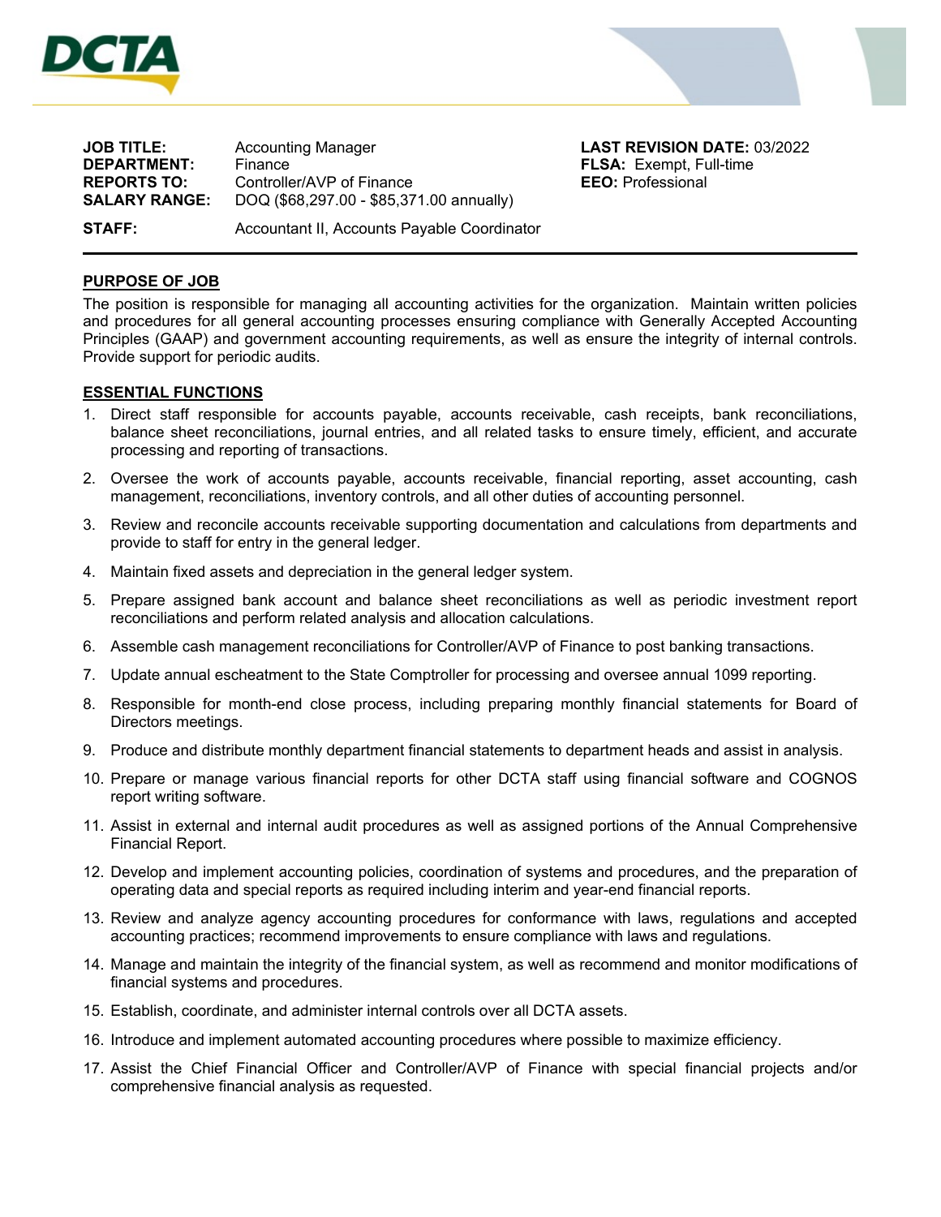DCTA

| | | |
|---|---|---|
| **JOB TITLE:** | Accounting Manager | **LAST REVISION DATE:** 03/2022 |
| **DEPARTMENT:** | Finance | **FLSA:** Exempt, Full-time |
| **REPORTS TO:** | Controller/AVP of Finance | **EEO:** Professional |
| **SALARY RANGE:** | DOQ ($68,297.00 - $85,371.00 annually) | |
| **STAFF:** | Accountant II, Accounts Payable Coordinator | |

## PURPOSE OF JOB

The position is responsible for managing all accounting activities for the organization. Maintain written policies and procedures for all general accounting processes ensuring compliance with Generally Accepted Accounting Principles (GAAP) and government accounting requirements, as well as ensure the integrity of internal controls. Provide support for periodic audits.

## ESSENTIAL FUNCTIONS

1. Direct staff responsible for accounts payable, accounts receivable, cash receipts, bank reconciliations, balance sheet reconciliations, journal entries, and all related tasks to ensure timely, efficient, and accurate processing and reporting of transactions.
2. Oversee the work of accounts payable, accounts receivable, financial reporting, asset accounting, cash management, reconciliations, inventory controls, and all other duties of accounting personnel.
3. Review and reconcile accounts receivable supporting documentation and calculations from departments and provide to staff for entry in the general ledger.
4. Maintain fixed assets and depreciation in the general ledger system.
5. Prepare assigned bank account and balance sheet reconciliations as well as periodic investment report reconciliations and perform related analysis and allocation calculations.
6. Assemble cash management reconciliations for Controller/AVP of Finance to post banking transactions.
7. Update annual escheatment to the State Comptroller for processing and oversee annual 1099 reporting.
8. Responsible for month-end close process, including preparing monthly financial statements for Board of Directors meetings.
9. Produce and distribute monthly department financial statements to department heads and assist in analysis.
10. Prepare or manage various financial reports for other DCTA staff using financial software and COGNOS report writing software.
11. Assist in external and internal audit procedures as well as assigned portions of the Annual Comprehensive Financial Report.
12. Develop and implement accounting policies, coordination of systems and procedures, and the preparation of operating data and special reports as required including interim and year-end financial reports.
13. Review and analyze agency accounting procedures for conformance with laws, regulations and accepted accounting practices; recommend improvements to ensure compliance with laws and regulations.
14. Manage and maintain the integrity of the financial system, as well as recommend and monitor modifications of financial systems and procedures.
15. Establish, coordinate, and administer internal controls over all DCTA assets.
16. Introduce and implement automated accounting procedures where possible to maximize efficiency.
17. Assist the Chief Financial Officer and Controller/AVP of Finance with special financial projects and/or comprehensive financial analysis as requested.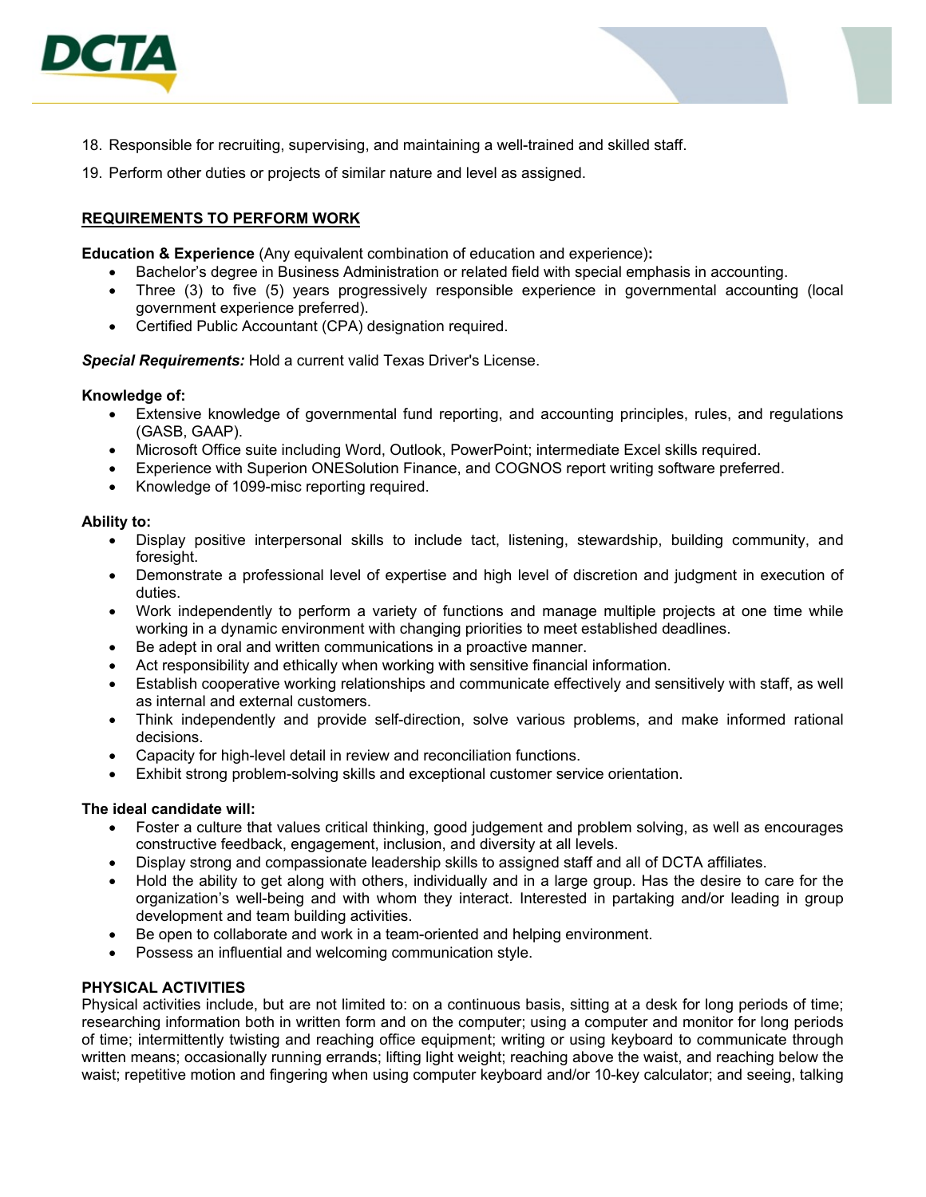18. Responsible for recruiting, supervising, and maintaining a well-trained and skilled staff.

19. Perform other duties or projects of similar nature and level as assigned.

**<u>REQUIREMENTS TO PERFORM WORK</u>**

**Education & Experience** (Any equivalent combination of education and experience)**:**

- Bachelor's degree in Business Administration or related field with special emphasis in accounting.
- Three (3) to five (5) years progressively responsible experience in governmental accounting (local government experience preferred).
- Certified Public Accountant (CPA) designation required.

***Special Requirements:*** Hold a current valid Texas Driver's License.

**Knowledge of:**

- Extensive knowledge of governmental fund reporting, and accounting principles, rules, and regulations (GASB, GAAP).
- Microsoft Office suite including Word, Outlook, PowerPoint; intermediate Excel skills required.
- Experience with Superion ONESolution Finance, and COGNOS report writing software preferred.
- Knowledge of 1099-misc reporting required.

**Ability to:**

- Display positive interpersonal skills to include tact, listening, stewardship, building community, and foresight.
- Demonstrate a professional level of expertise and high level of discretion and judgment in execution of duties.
- Work independently to perform a variety of functions and manage multiple projects at one time while working in a dynamic environment with changing priorities to meet established deadlines.
- Be adept in oral and written communications in a proactive manner.
- Act responsibility and ethically when working with sensitive financial information.
- Establish cooperative working relationships and communicate effectively and sensitively with staff, as well as internal and external customers.
- Think independently and provide self-direction, solve various problems, and make informed rational decisions.
- Capacity for high-level detail in review and reconciliation functions.
- Exhibit strong problem-solving skills and exceptional customer service orientation.

**The ideal candidate will:**

- Foster a culture that values critical thinking, good judgement and problem solving, as well as encourages constructive feedback, engagement, inclusion, and diversity at all levels.
- Display strong and compassionate leadership skills to assigned staff and all of DCTA affiliates.
- Hold the ability to get along with others, individually and in a large group. Has the desire to care for the organization's well-being and with whom they interact. Interested in partaking and/or leading in group development and team building activities.
- Be open to collaborate and work in a team-oriented and helping environment.
- Possess an influential and welcoming communication style.

**PHYSICAL ACTIVITIES**

Physical activities include, but are not limited to: on a continuous basis, sitting at a desk for long periods of time; researching information both in written form and on the computer; using a computer and monitor for long periods of time; intermittently twisting and reaching office equipment; writing or using keyboard to communicate through written means; occasionally running errands; lifting light weight; reaching above the waist, and reaching below the waist; repetitive motion and fingering when using computer keyboard and/or 10-key calculator; and seeing, talking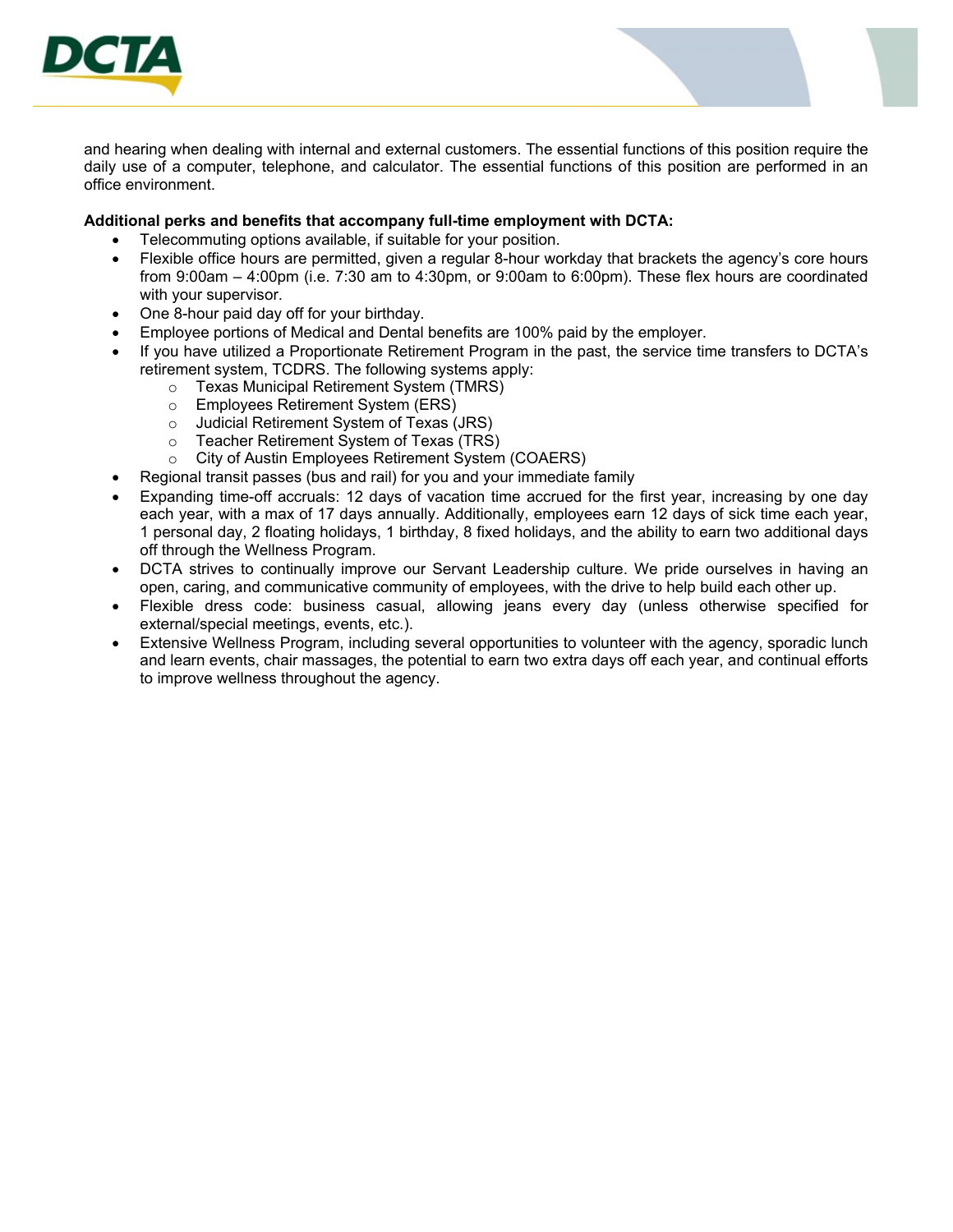and hearing when dealing with internal and external customers. The essential functions of this position require the daily use of a computer, telephone, and calculator. The essential functions of this position are performed in an office environment.

**Additional perks and benefits that accompany full-time employment with DCTA:**

- Telecommuting options available, if suitable for your position.
- Flexible office hours are permitted, given a regular 8-hour workday that brackets the agency's core hours from 9:00am – 4:00pm (i.e. 7:30 am to 4:30pm, or 9:00am to 6:00pm). These flex hours are coordinated with your supervisor.
- One 8-hour paid day off for your birthday.
- Employee portions of Medical and Dental benefits are 100% paid by the employer.
- If you have utilized a Proportionate Retirement Program in the past, the service time transfers to DCTA's retirement system, TCDRS. The following systems apply:
  - Texas Municipal Retirement System (TMRS)
  - Employees Retirement System (ERS)
  - Judicial Retirement System of Texas (JRS)
  - Teacher Retirement System of Texas (TRS)
  - City of Austin Employees Retirement System (COAERS)
- Regional transit passes (bus and rail) for you and your immediate family
- Expanding time-off accruals: 12 days of vacation time accrued for the first year, increasing by one day each year, with a max of 17 days annually. Additionally, employees earn 12 days of sick time each year, 1 personal day, 2 floating holidays, 1 birthday, 8 fixed holidays, and the ability to earn two additional days off through the Wellness Program.
- DCTA strives to continually improve our Servant Leadership culture. We pride ourselves in having an open, caring, and communicative community of employees, with the drive to help build each other up.
- Flexible dress code: business casual, allowing jeans every day (unless otherwise specified for external/special meetings, events, etc.).
- Extensive Wellness Program, including several opportunities to volunteer with the agency, sporadic lunch and learn events, chair massages, the potential to earn two extra days off each year, and continual efforts to improve wellness throughout the agency.